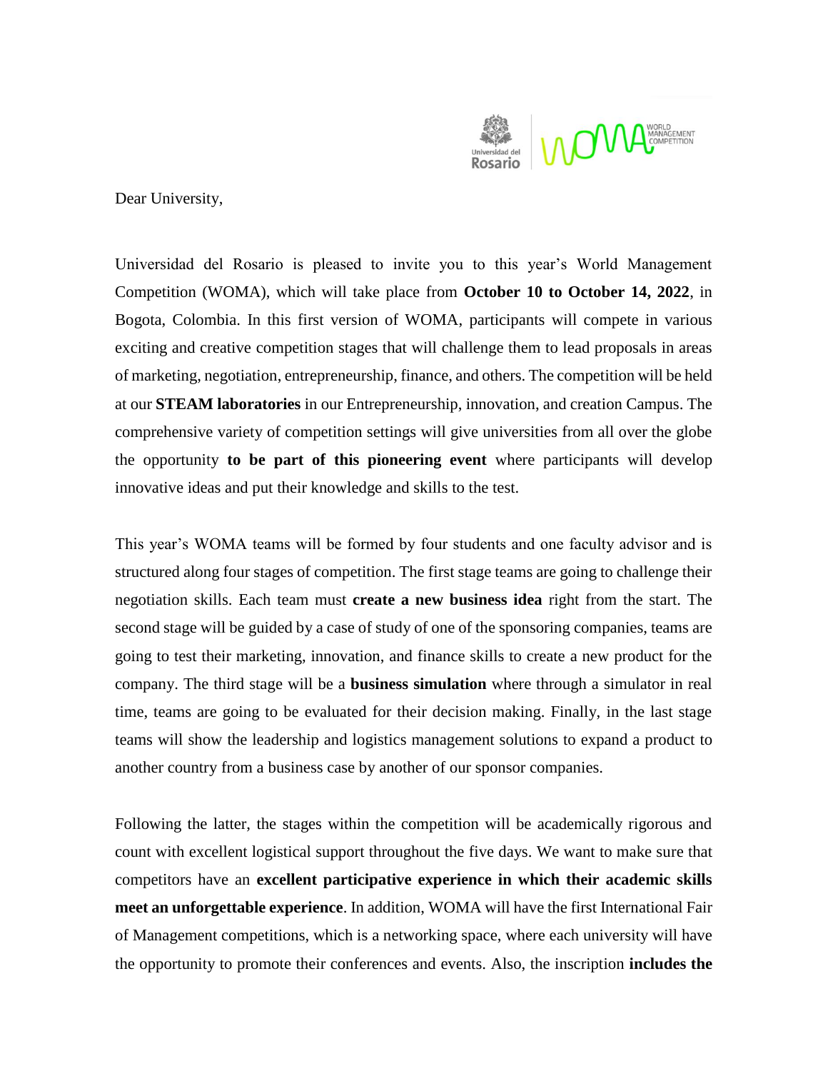Dear University,

Universidad del Rosario is pleased to invite you to this year's World Management Competition (WOMA), which will take place from **October 10 to October 14, 2022**, in Bogota, Colombia. In this first version of WOMA, participants will compete in various exciting and creative competition stages that will challenge them to lead proposals in areas of marketing, negotiation, entrepreneurship, finance, and others. The competition will be held at our **STEAM laboratories** in our Entrepreneurship, innovation, and creation Campus. The comprehensive variety of competition settings will give universities from all over the globe the opportunity **to be part of this pioneering event** where participants will develop innovative ideas and put their knowledge and skills to the test.

This year's WOMA teams will be formed by four students and one faculty advisor and is structured along four stages of competition. The first stage teams are going to challenge their negotiation skills. Each team must **create a new business idea** right from the start. The second stage will be guided by a case of study of one of the sponsoring companies, teams are going to test their marketing, innovation, and finance skills to create a new product for the company. The third stage will be a **business simulation** where through a simulator in real time, teams are going to be evaluated for their decision making. Finally, in the last stage teams will show the leadership and logistics management solutions to expand a product to another country from a business case by another of our sponsor companies.

Following the latter, the stages within the competition will be academically rigorous and count with excellent logistical support throughout the five days. We want to make sure that competitors have an **excellent participative experience in which their academic skills meet an unforgettable experience**. In addition, WOMA will have the first International Fair of Management competitions, which is a networking space, where each university will have the opportunity to promote their conferences and events. Also, the inscription **includes the**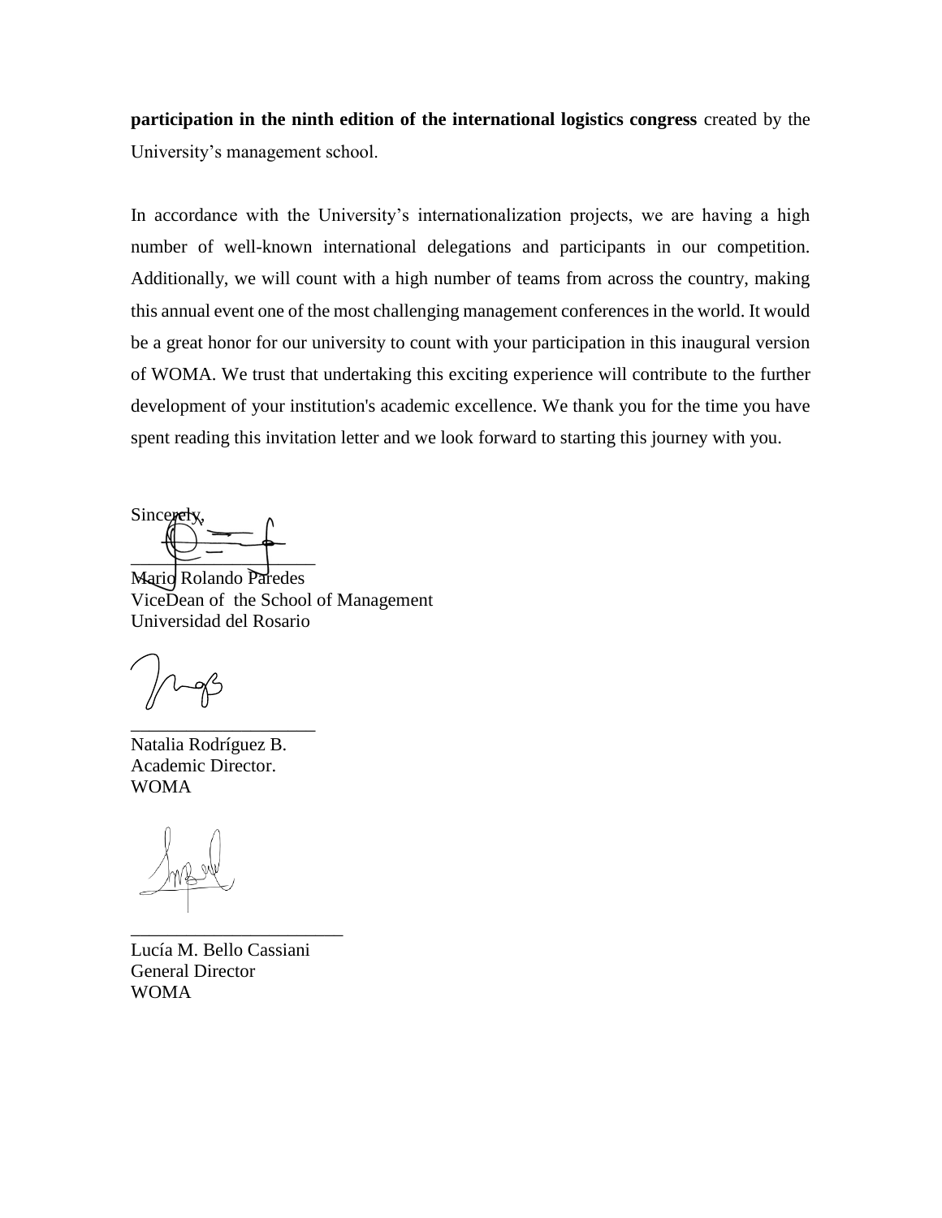**participation in the ninth edition of the international logistics congress** created by the University's management school.

In accordance with the University's internationalization projects, we are having a high number of well-known international delegations and participants in our competition. Additionally, we will count with a high number of teams from across the country, making this annual event one of the most challenging management conferences in the world. It would be a great honor for our university to count with your participation in this inaugural version of WOMA. We trust that undertaking this exciting experience will contribute to the further development of your institution's academic excellence. We thank you for the time you have spent reading this invitation letter and we look forward to starting this journey with you.

Sincerely,

\_\_\_\_\_\_\_\_\_\_\_\_\_\_\_\_\_\_\_\_\_\_

Mario Rolando Paredes
ViceDean of the School of Management
Universidad del Rosario

\_\_\_\_\_\_\_\_\_\_\_\_\_\_\_\_\_\_\_\_\_\_

Natalia Rodríguez B.
Academic Director.
WOMA

\_\_\_\_\_\_\_\_\_\_\_\_\_\_\_\_\_\_\_\_\_\_\_\_\_\_

Lucía M. Bello Cassiani
General Director
WOMA